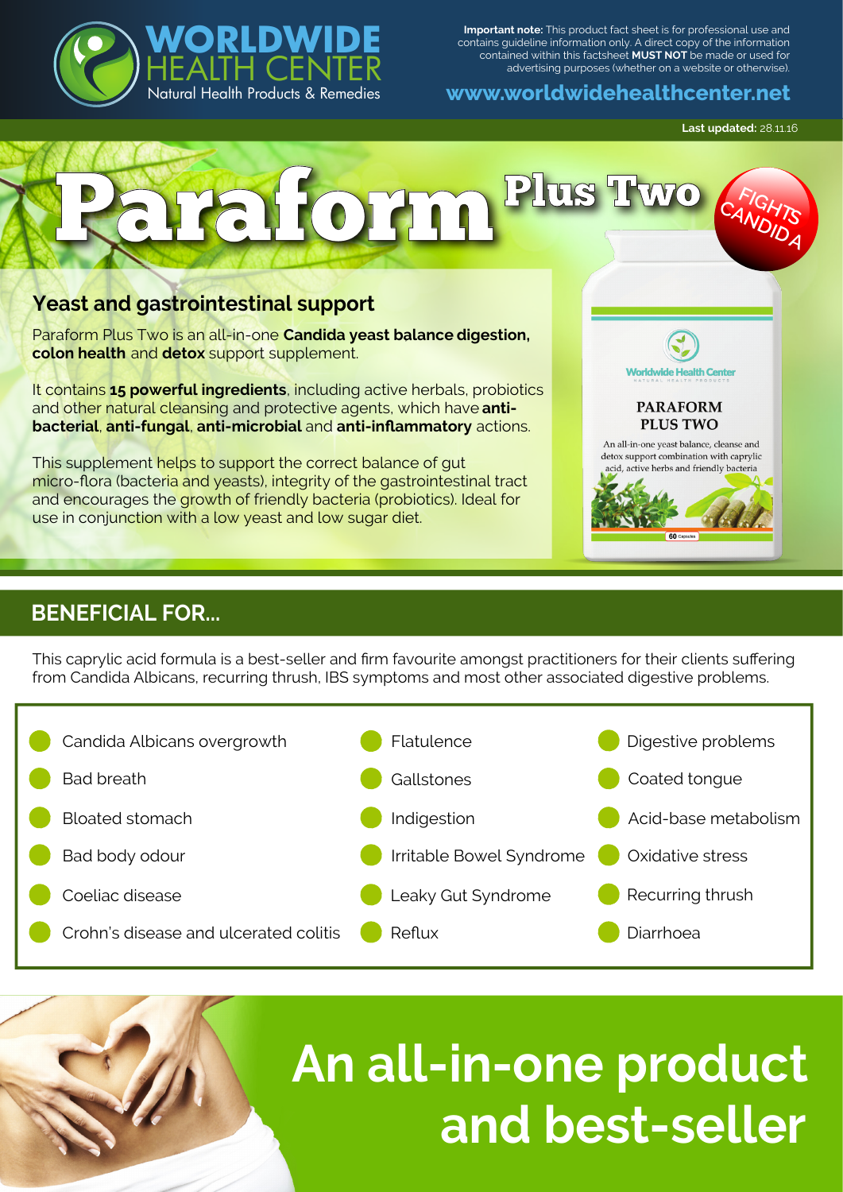**WORLDWIDE HEALTH CENTER**
Natural Health Products & Remedies

**Important note:** This product fact sheet is for professional use and contains guideline information only. A direct copy of the information contained within this factsheet **MUST NOT** be made or used for advertising purposes (whether on a website or otherwise).

**www.worldwidehealthcenter.net**

**Last updated:** 28.11.16

# Paraform Plus Two

FIGHTS CANDIDA

## Yeast and gastrointestinal support

Paraform Plus Two is an all-in-one **Candida yeast balance digestion, colon health** and **detox** support supplement.

It contains **15 powerful ingredients**, including active herbals, probiotics and other natural cleansing and protective agents, which have **anti-bacterial**, **anti-fungal**, **anti-microbial** and **anti-inflammatory** actions.

This supplement helps to support the correct balance of gut micro-flora (bacteria and yeasts), integrity of the gastrointestinal tract and encourages the growth of friendly bacteria (probiotics). Ideal for use in conjunction with a low yeast and low sugar diet.

Worldwide Health Center
NATURAL HEALTH PRODUCTS

PARAFORM PLUS TWO

An all-in-one yeast balance, cleanse and detox support combination with caprylic acid, active herbs and friendly bacteria

60 Capsules

## BENEFICIAL FOR...

This caprylic acid formula is a best-seller and firm favourite amongst practitioners for their clients suffering from Candida Albicans, recurring thrush, IBS symptoms and most other associated digestive problems.

- Candida Albicans overgrowth
- Bad breath
- Bloated stomach
- Bad body odour
- Coeliac disease
- Crohn's disease and ulcerated colitis
- Flatulence
- Gallstones
- Indigestion
- Irritable Bowel Syndrome
- Leaky Gut Syndrome
- Reflux
- Digestive problems
- Coated tongue
- Acid-base metabolism
- Oxidative stress
- Recurring thrush
- Diarrhoea

# An all-in-one product and best-seller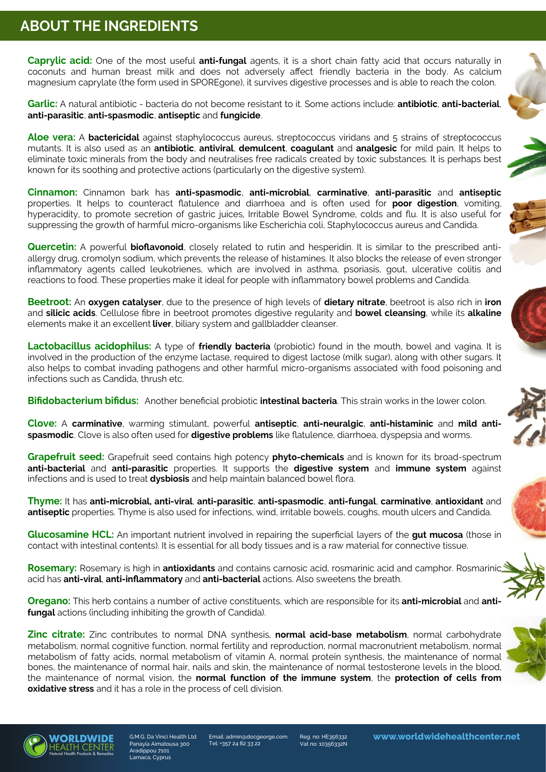## ABOUT THE INGREDIENTS

**Caprylic acid:** One of the most useful **anti-fungal** agents, it is a short chain fatty acid that occurs naturally in coconuts and human breast milk and does not adversely affect friendly bacteria in the body. As calcium magnesium caprylate (the form used in SPOREgone), it survives digestive processes and is able to reach the colon.

**Garlic:** A natural antibiotic - bacteria do not become resistant to it. Some actions include: **antibiotic**, **anti-bacterial**, **anti-parasitic**, **anti-spasmodic**, **antiseptic** and **fungicide**.

**Aloe vera:** A **bactericidal** against staphylococcus aureus, streptococcus viridans and 5 strains of streptococcus mutants. It is also used as an **antibiotic**, **antiviral**, **demulcent**, **coagulant** and **analgesic** for mild pain. It helps to eliminate toxic minerals from the body and neutralises free radicals created by toxic substances. It is perhaps best known for its soothing and protective actions (particularly on the digestive system).

**Cinnamon:** Cinnamon bark has **anti-spasmodic**, **anti-microbial**, **carminative**, **anti-parasitic** and **antiseptic** properties. It helps to counteract flatulence and diarrhoea and is often used for **poor digestion**, vomiting, hyperacidity, to promote secretion of gastric juices, Irritable Bowel Syndrome, colds and flu. It is also useful for suppressing the growth of harmful micro-organisms like Escherichia coli, Staphylococcus aureus and Candida.

**Quercetin:** A powerful **bioflavonoid**, closely related to rutin and hesperidin. It is similar to the prescribed anti-allergy drug, cromolyn sodium, which prevents the release of histamines. It also blocks the release of even stronger inflammatory agents called leukotrienes, which are involved in asthma, psoriasis, gout, ulcerative colitis and reactions to food. These properties make it ideal for people with inflammatory bowel problems and Candida.

**Beetroot:** An **oxygen catalyser**, due to the presence of high levels of **dietary nitrate**, beetroot is also rich in **iron** and **silicic acids**. Cellulose fibre in beetroot promotes digestive regularity and **bowel cleansing**, while its **alkaline** elements make it an excellent **liver**, biliary system and gallbladder cleanser.

**Lactobacillus acidophilus:** A type of **friendly bacteria** (probiotic) found in the mouth, bowel and vagina. It is involved in the production of the enzyme lactase, required to digest lactose (milk sugar), along with other sugars. It also helps to combat invading pathogens and other harmful micro-organisms associated with food poisoning and infections such as Candida, thrush etc.

**Bifidobacterium bifidus:** Another beneficial probiotic **intestinal bacteria**. This strain works in the lower colon.

**Clove:** A **carminative**, warming stimulant, powerful **antiseptic**, **anti-neuralgic**, **anti-histaminic** and **mild anti-spasmodic**. Clove is also often used for **digestive problems** like flatulence, diarrhoea, dyspepsia and worms.

**Grapefruit seed:** Grapefruit seed contains high potency **phyto-chemicals** and is known for its broad-spectrum **anti-bacterial** and **anti-parasitic** properties. It supports the **digestive system** and **immune system** against infections and is used to treat **dysbiosis** and help maintain balanced bowel flora.

**Thyme:** It has **anti-microbial, anti-viral**, **anti-parasitic**, **anti-spasmodic**, **anti-fungal**, **carminative**, **antioxidant** and **antiseptic** properties. Thyme is also used for infections, wind, irritable bowels, coughs, mouth ulcers and Candida.

**Glucosamine HCL:** An important nutrient involved in repairing the superficial layers of the **gut mucosa** (those in contact with intestinal contents). It is essential for all body tissues and is a raw material for connective tissue.

**Rosemary:** Rosemary is high in **antioxidants** and contains carnosic acid, rosmarinic acid and camphor. Rosmarinic acid has **anti-viral**, **anti-inflammatory** and **anti-bacterial** actions. Also sweetens the breath.

**Oregano:** This herb contains a number of active constituents, which are responsible for its **anti-microbial** and **anti-fungal** actions (including inhibiting the growth of Candida).

**Zinc citrate:** Zinc contributes to normal DNA synthesis, **normal acid-base metabolism**, normal carbohydrate metabolism, normal cognitive function, normal fertility and reproduction, normal macronutrient metabolism, normal metabolism of fatty acids, normal metabolism of vitamin A, normal protein synthesis, the maintenance of normal bones, the maintenance of normal hair, nails and skin, the maintenance of normal testosterone levels in the blood, the maintenance of normal vision, the **normal function of the immune system**, the **protection of cells from oxidative stress** and it has a role in the process of cell division.

WORLDWIDE HEALTH CENTER
Natural Health Products & Remedies

G.M.G. Da Vinci Health Ltd
Panayia Aimatousa 300
Aradippou 7101
Larnaca, Cyprus

Email: admin@docgeorge.com
Tel: +357 24 82 33 22

Reg. no: HE356332
Vat no: 10356332N

www.worldwidehealthcenter.net